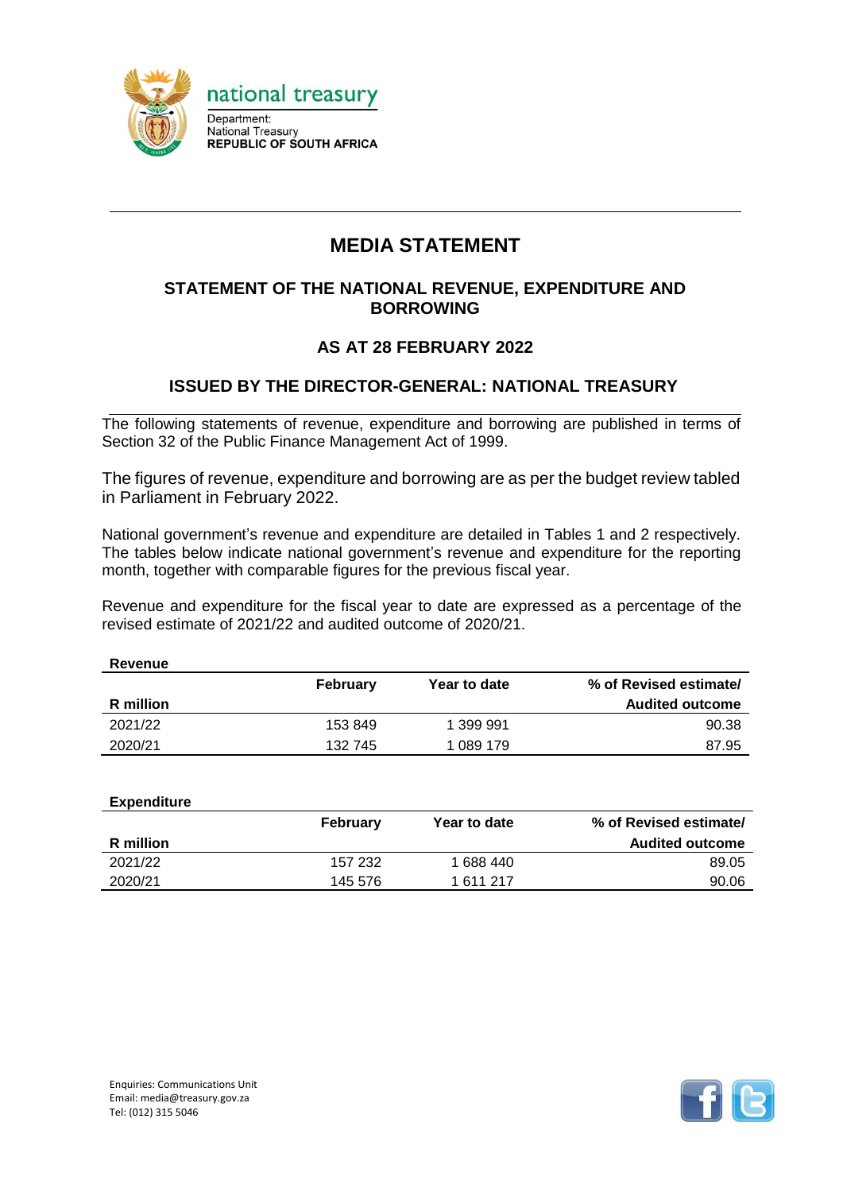national treasury

Department:
National Treasury
**REPUBLIC OF SOUTH AFRICA**

# MEDIA STATEMENT

## STATEMENT OF THE NATIONAL REVENUE, EXPENDITURE AND BORROWING

## AS AT 28 FEBRUARY 2022

## ISSUED BY THE DIRECTOR-GENERAL: NATIONAL TREASURY

The following statements of revenue, expenditure and borrowing are published in terms of Section 32 of the Public Finance Management Act of 1999.

The figures of revenue, expenditure and borrowing are as per the budget review tabled in Parliament in February 2022.

National government's revenue and expenditure are detailed in Tables 1 and 2 respectively. The tables below indicate national government's revenue and expenditure for the reporting month, together with comparable figures for the previous fiscal year.

Revenue and expenditure for the fiscal year to date are expressed as a percentage of the revised estimate of 2021/22 and audited outcome of 2020/21.

**Revenue**

| R million | February | Year to date | % of Revised estimate/ Audited outcome |
|---|---|---|---|
| 2021/22 | 153 849 | 1 399 991 | 90.38 |
| 2020/21 | 132 745 | 1 089 179 | 87.95 |

**Expenditure**

| R million | February | Year to date | % of Revised estimate/ Audited outcome |
|---|---|---|---|
| 2021/22 | 157 232 | 1 688 440 | 89.05 |
| 2020/21 | 145 576 | 1 611 217 | 90.06 |

Enquiries: Communications Unit
Email: media@treasury.gov.za
Tel: (012) 315 5046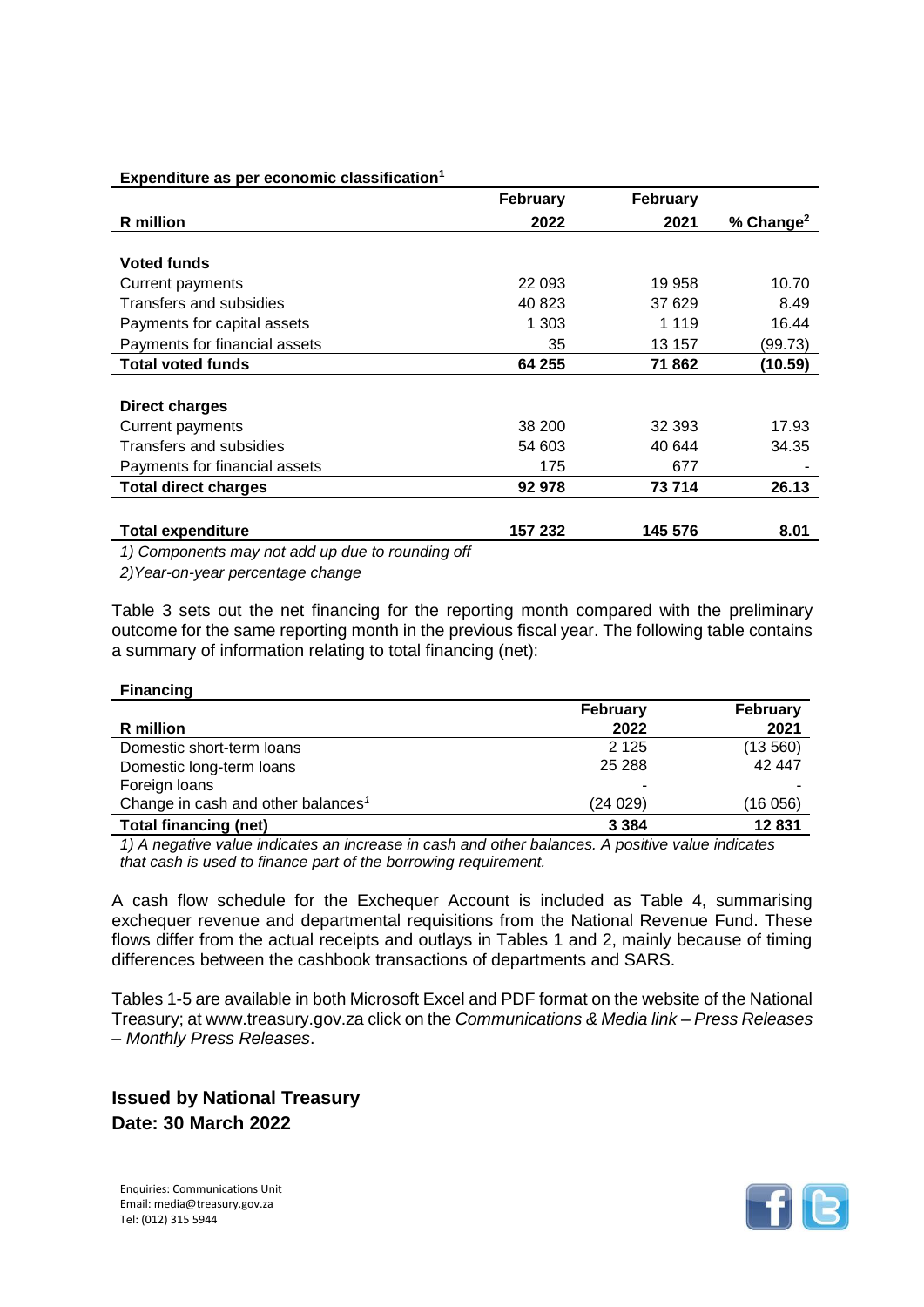**Expenditure as per economic classification[1]**

| R million | February 2022 | February 2021 | % Change[2] |
|---|---|---|---|
| **Voted funds** | | | |
| Current payments | 22 093 | 19 958 | 10.70 |
| Transfers and subsidies | 40 823 | 37 629 | 8.49 |
| Payments for capital assets | 1 303 | 1 119 | 16.44 |
| Payments for financial assets | 35 | 13 157 | (99.73) |
| **Total voted funds** | **64 255** | **71 862** | **(10.59)** |
| **Direct charges** | | | |
| Current payments | 38 200 | 32 393 | 17.93 |
| Transfers and subsidies | 54 603 | 40 644 | 34.35 |
| Payments for financial assets | 175 | 677 | - |
| **Total direct charges** | **92 978** | **73 714** | **26.13** |
| **Total expenditure** | **157 232** | **145 576** | **8.01** |

*1) Components may not add up due to rounding off*

*2)Year-on-year percentage change*

Table 3 sets out the net financing for the reporting month compared with the preliminary outcome for the same reporting month in the previous fiscal year. The following table contains a summary of information relating to total financing (net):

**Financing**

| R million | February 2022 | February 2021 |
|---|---|---|
| Domestic short-term loans | 2 125 | (13 560) |
| Domestic long-term loans | 25 288 | 42 447 |
| Foreign loans | - | - |
| Change in cash and other balances[1] | (24 029) | (16 056) |
| **Total financing (net)** | **3 384** | **12 831** |

*1) A negative value indicates an increase in cash and other balances. A positive value indicates that cash is used to finance part of the borrowing requirement.*

A cash flow schedule for the Exchequer Account is included as Table 4, summarising exchequer revenue and departmental requisitions from the National Revenue Fund. These flows differ from the actual receipts and outlays in Tables 1 and 2, mainly because of timing differences between the cashbook transactions of departments and SARS.

Tables 1-5 are available in both Microsoft Excel and PDF format on the website of the National Treasury; at www.treasury.gov.za click on the *Communications & Media link – Press Releases – Monthly Press Releases*.

**Issued by National Treasury**
**Date: 30 March 2022**

Enquiries: Communications Unit
Email: media@treasury.gov.za
Tel: (012) 315 5944